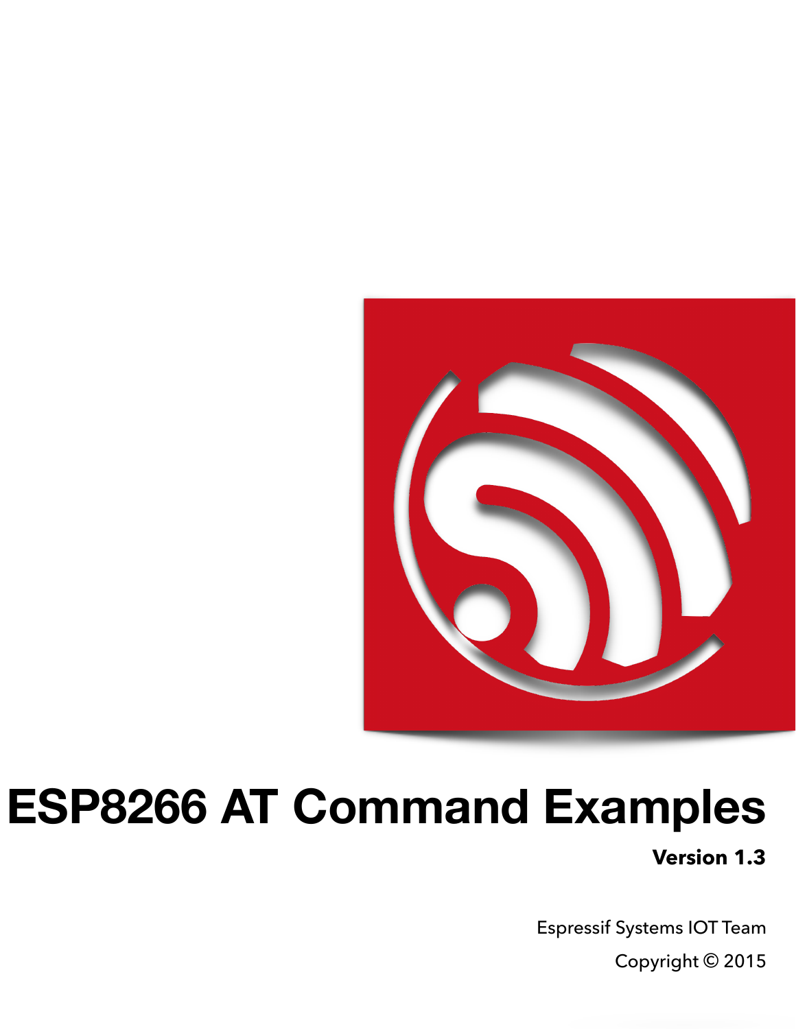# ESP8266 AT Command Examples

**Version 1.3**

Espressif Systems IOT Team

Copyright © 2015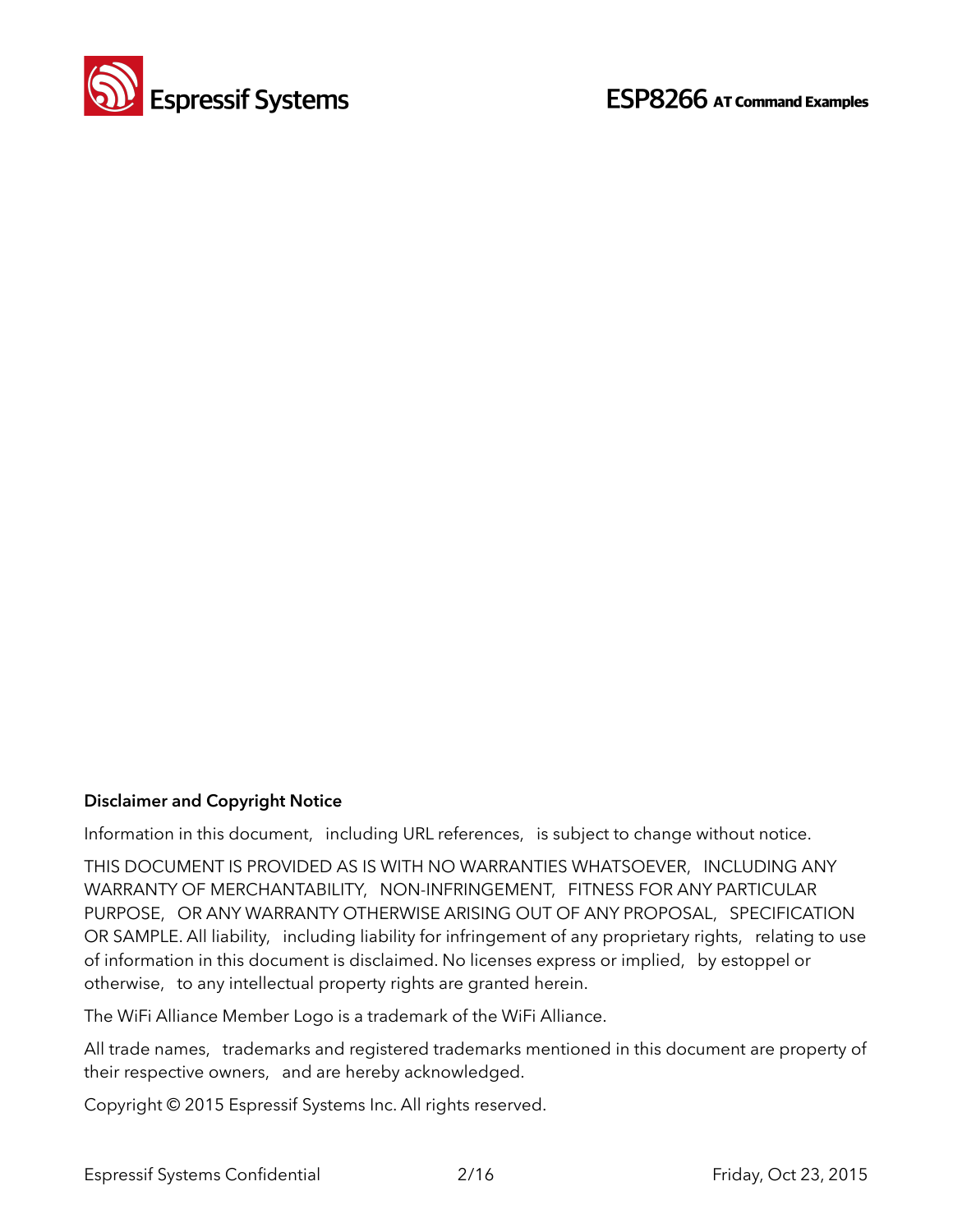**Disclaimer and Copyright Notice**

Information in this document, including URL references, is subject to change without notice.

THIS DOCUMENT IS PROVIDED AS IS WITH NO WARRANTIES WHATSOEVER, INCLUDING ANY WARRANTY OF MERCHANTABILITY, NON-INFRINGEMENT, FITNESS FOR ANY PARTICULAR PURPOSE, OR ANY WARRANTY OTHERWISE ARISING OUT OF ANY PROPOSAL, SPECIFICATION OR SAMPLE. All liability, including liability for infringement of any proprietary rights, relating to use of information in this document is disclaimed. No licenses express or implied, by estoppel or otherwise, to any intellectual property rights are granted herein.

The WiFi Alliance Member Logo is a trademark of the WiFi Alliance.

All trade names, trademarks and registered trademarks mentioned in this document are property of their respective owners, and are hereby acknowledged.

Copyright © 2015 Espressif Systems Inc. All rights reserved.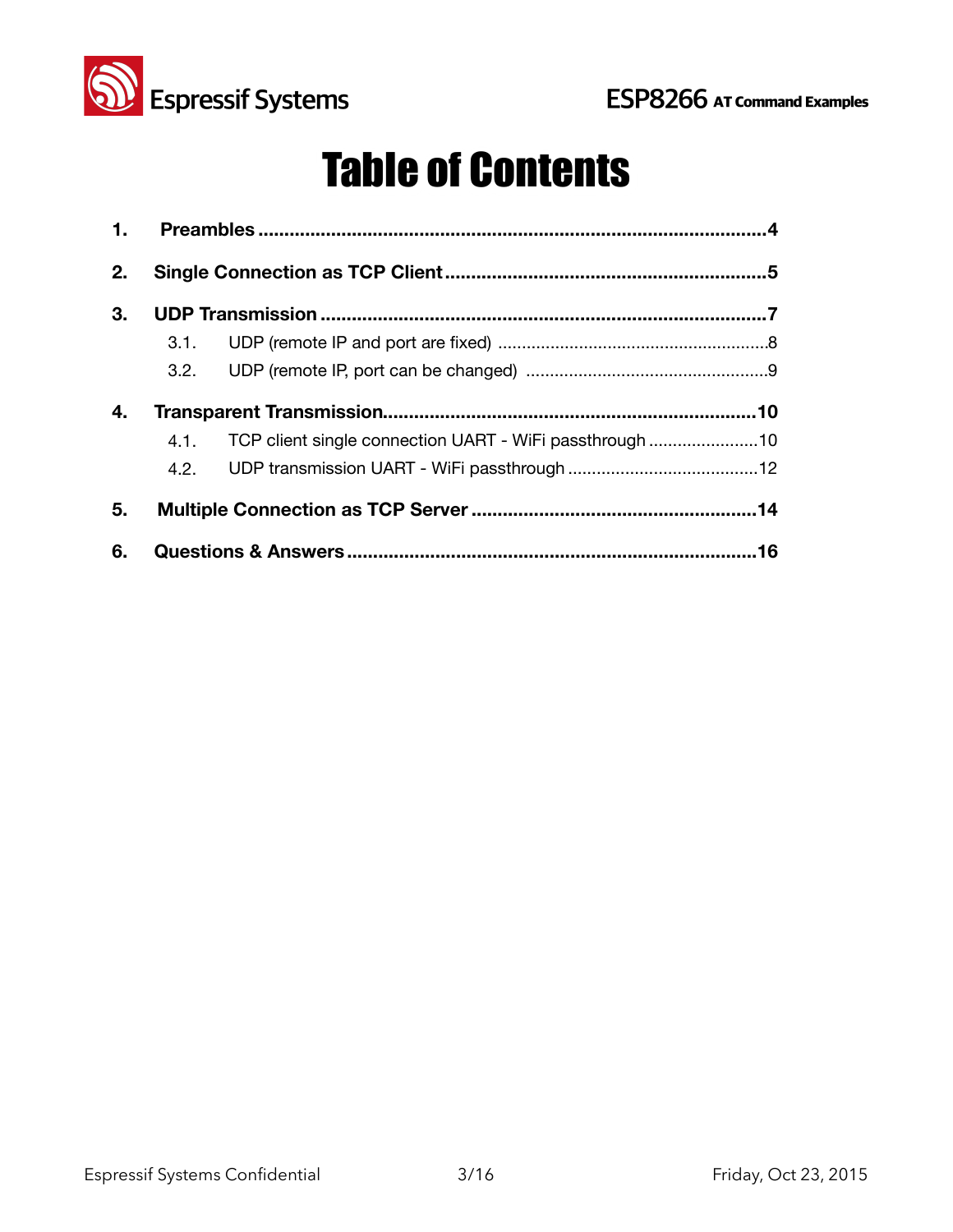# Table of Contents

1. **Preambles** ....................................................................................................4
2. **Single Connection as TCP Client** ................................................................5
3. **UDP Transmission** .........................................................................................7
   - 3.1. UDP (remote IP and port are fixed) ..........................................................8
   - 3.2. UDP (remote IP, port can be changed) ....................................................9
4. **Transparent Transmission** ..........................................................................10
   - 4.1. TCP client single connection UART - WiFi passthrough ........................10
   - 4.2. UDP transmission UART - WiFi passthrough .........................................12
5. **Multiple Connection as TCP Server** ............................................................14
6. **Questions & Answers** ..................................................................................16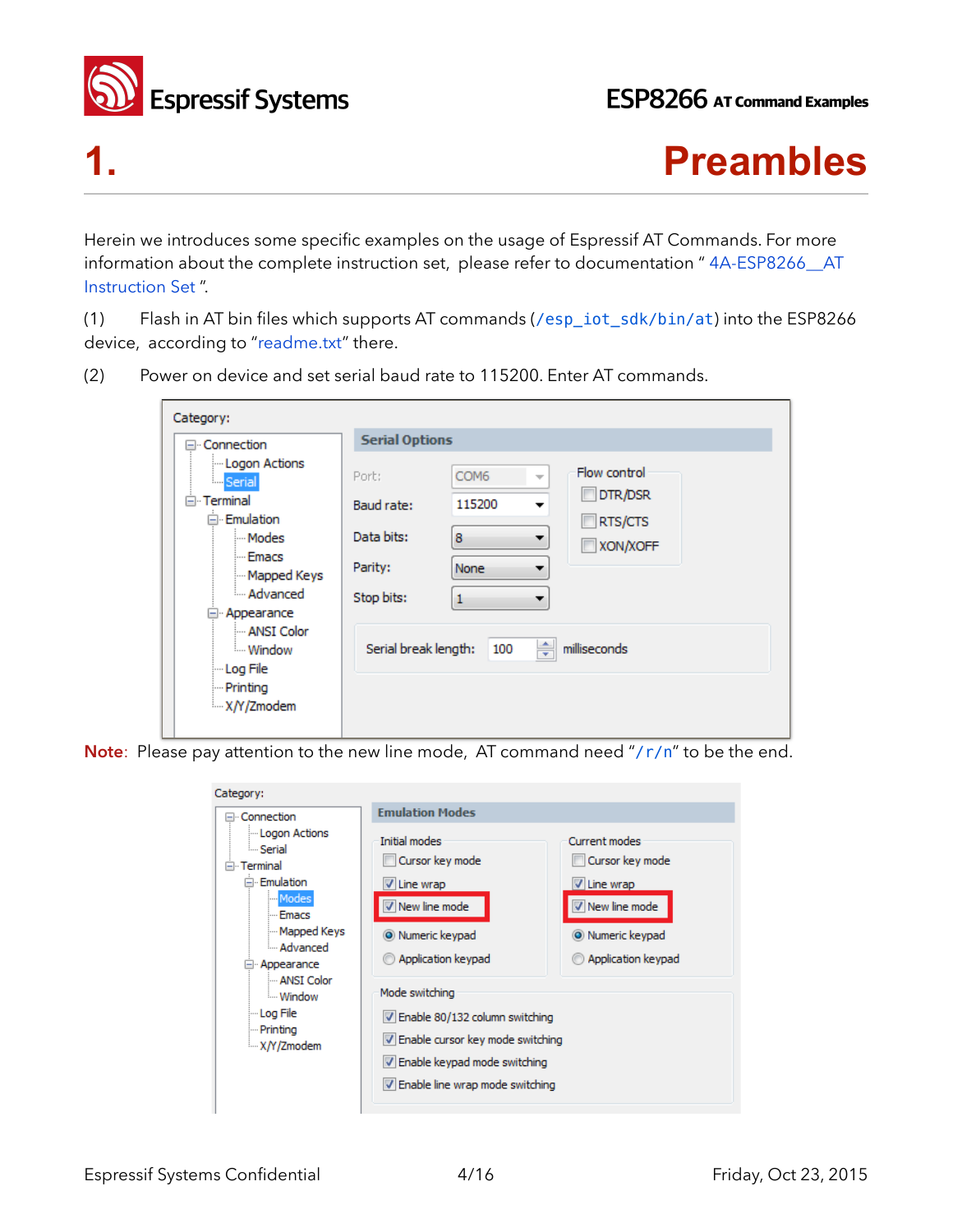# 1. Preambles

Herein we introduces some specific examples on the usage of Espressif AT Commands. For more information about the complete instruction set, please refer to documentation " 4A-ESP8266__AT Instruction Set ".

(1) Flash in AT bin files which supports AT commands (`/esp_iot_sdk/bin/at`) into the ESP8266 device, according to "readme.txt" there.

(2) Power on device and set serial baud rate to 115200. Enter AT commands.

**Note**: Please pay attention to the new line mode, AT command need "`/r/n`" to be the end.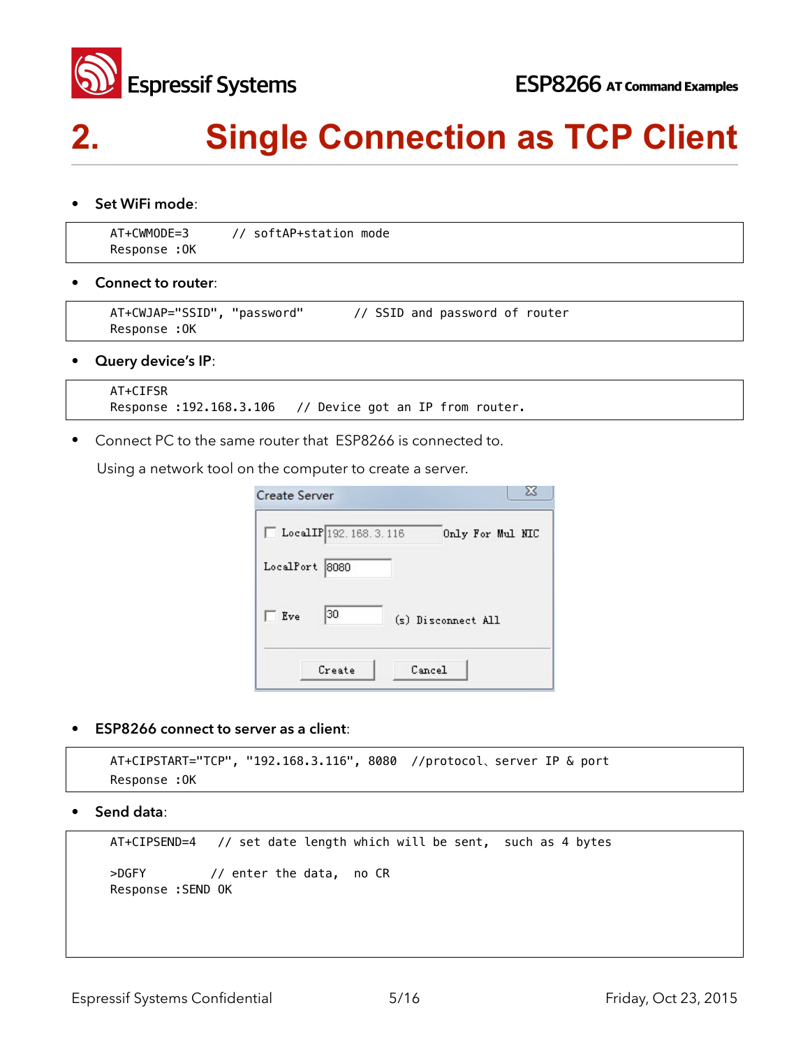# 2. Single Connection as TCP Client

- **Set WiFi mode**:

```
AT+CWMODE=3      // softAP+station mode
Response :OK
```

- **Connect to router**:

```
AT+CWJAP="SSID", "password"      // SSID and password of router
Response :OK
```

- **Query device's IP**:

```
AT+CIFSR
Response :192.168.3.106   // Device got an IP from router.
```

- Connect PC to the same router that ESP8266 is connected to.

  Using a network tool on the computer to create a server.

- **ESP8266 connect to server as a client**:

```
AT+CIPSTART="TCP", "192.168.3.116", 8080  //protocol、server IP & port
Response :OK
```

- **Send data**:

```
AT+CIPSEND=4   // set date length which will be sent,  such as 4 bytes

>DGFY         // enter the data,  no CR
Response :SEND OK
```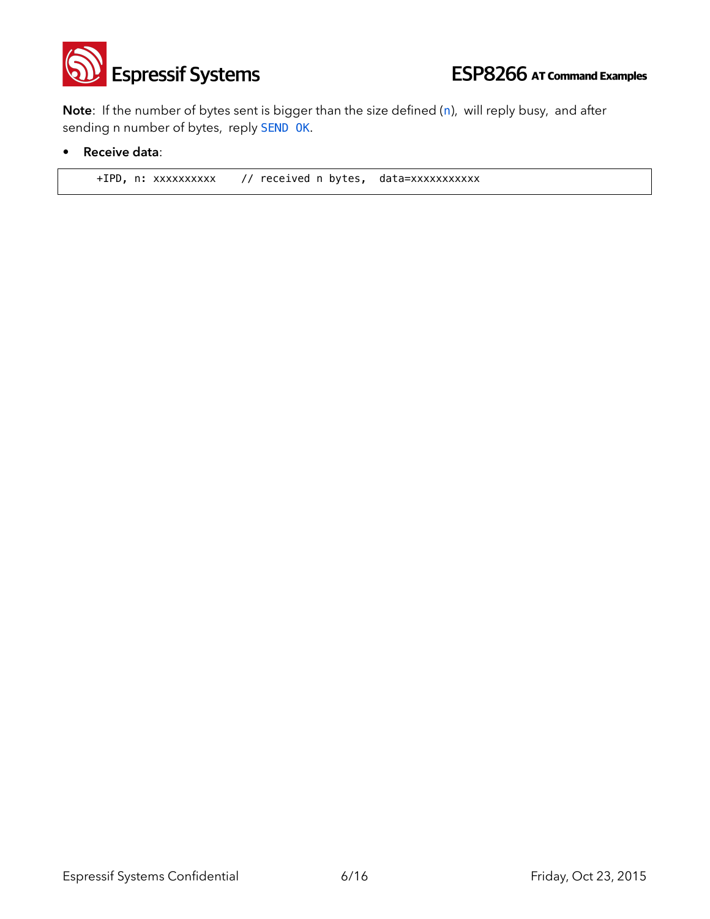**Note**: If the number of bytes sent is bigger than the size defined (`n`), will reply busy, and after sending n number of bytes, reply `SEND OK`.

- **Receive data**:

```
+IPD, n: xxxxxxxxxx    // received n bytes,  data=xxxxxxxxxxx
```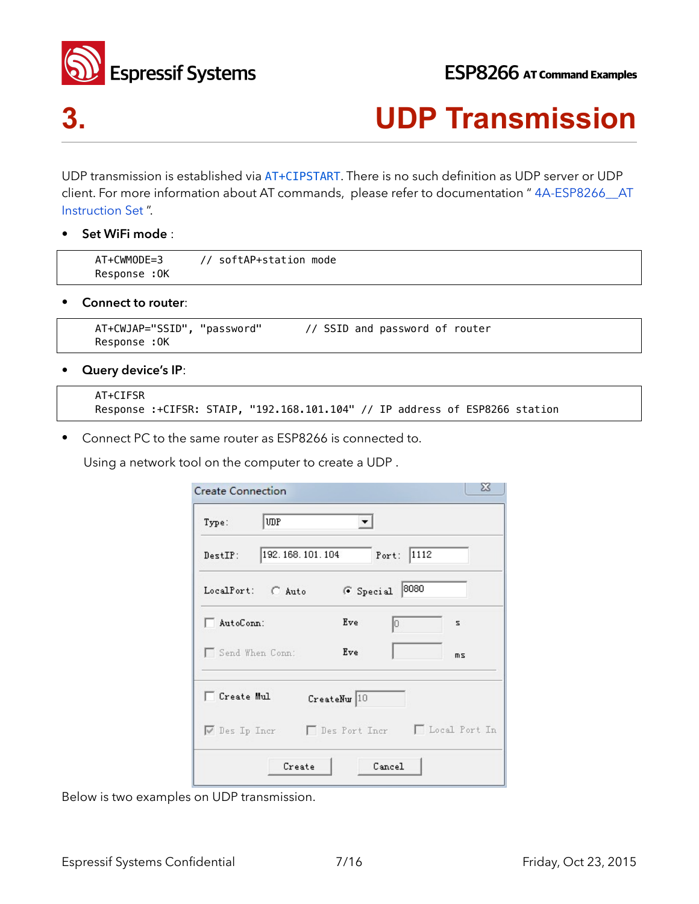# 3. UDP Transmission

UDP transmission is established via AT+CIPSTART. There is no such definition as UDP server or UDP client. For more information about AT commands, please refer to documentation " 4A-ESP8266__AT Instruction Set ".

- **Set WiFi mode** :

```
AT+CWMODE=3      // softAP+station mode
Response :OK
```

- **Connect to router**:

```
AT+CWJAP="SSID", "password"       // SSID and password of router
Response :OK
```

- **Query device's IP**:

```
AT+CIFSR
Response :+CIFSR: STAIP, "192.168.101.104" // IP address of ESP8266 station
```

- Connect PC to the same router as ESP8266 is connected to.

  Using a network tool on the computer to create a UDP .

Below is two examples on UDP transmission.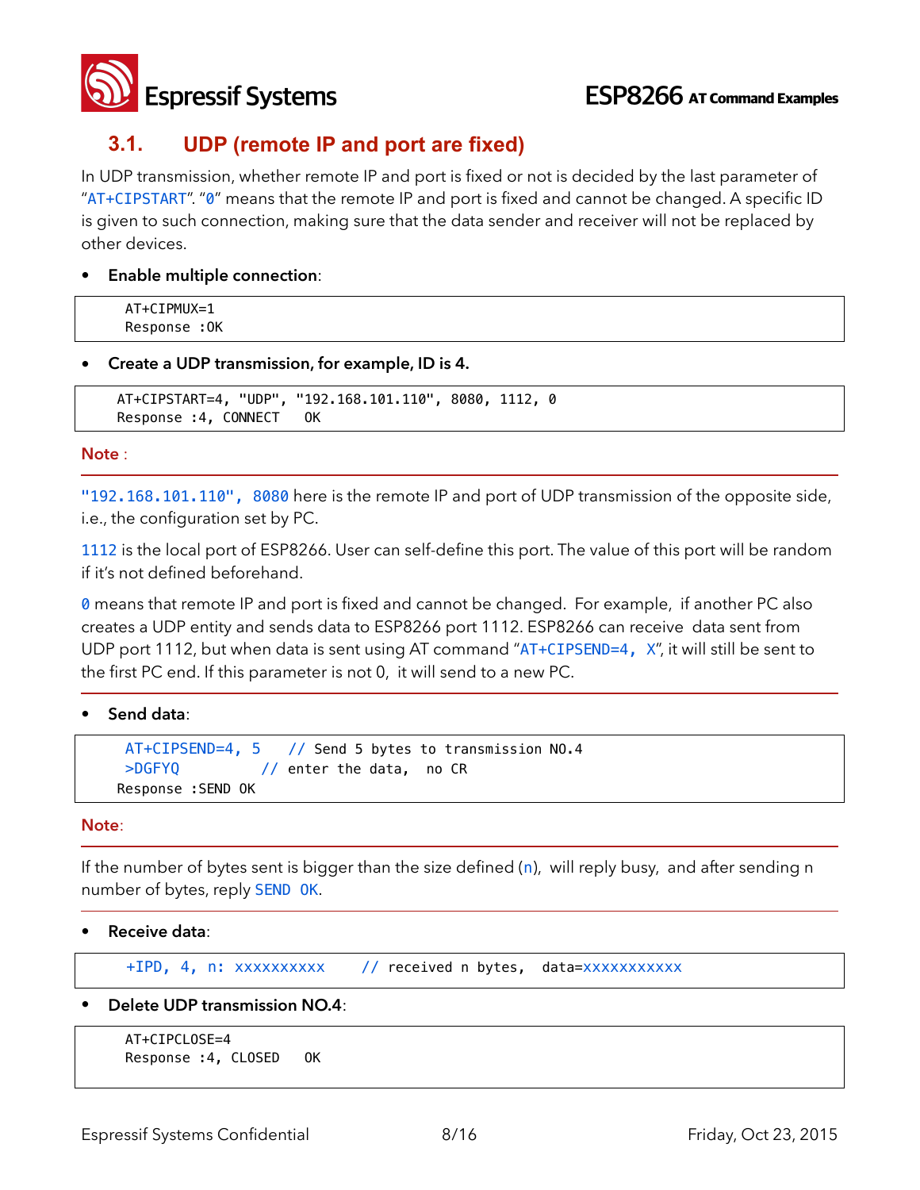## 3.1. UDP (remote IP and port are fixed)

In UDP transmission, whether remote IP and port is fixed or not is decided by the last parameter of "AT+CIPSTART". "0" means that the remote IP and port is fixed and cannot be changed. A specific ID is given to such connection, making sure that the data sender and receiver will not be replaced by other devices.

- **Enable multiple connection**:

```
AT+CIPMUX=1
Response :OK
```

- **Create a UDP transmission, for example, ID is 4.**

```
AT+CIPSTART=4, "UDP", "192.168.101.110", 8080, 1112, 0
Response :4, CONNECT   OK
```

**Note** :

"192.168.101.110", 8080 here is the remote IP and port of UDP transmission of the opposite side, i.e., the configuration set by PC.

1112 is the local port of ESP8266. User can self-define this port. The value of this port will be random if it's not defined beforehand.

0 means that remote IP and port is fixed and cannot be changed. For example, if another PC also creates a UDP entity and sends data to ESP8266 port 1112. ESP8266 can receive data sent from UDP port 1112, but when data is sent using AT command "AT+CIPSEND=4, X", it will still be sent to the first PC end. If this parameter is not 0, it will send to a new PC.

- **Send data**:

```
AT+CIPSEND=4, 5    // Send 5 bytes to transmission NO.4
>DGFYQ          // enter the data,  no CR
Response :SEND OK
```

**Note**:

If the number of bytes sent is bigger than the size defined (n), will reply busy, and after sending n number of bytes, reply SEND OK.

- **Receive data**:

```
+IPD, 4, n: xxxxxxxxxx     // received n bytes,  data=xxxxxxxxxxx
```

- **Delete UDP transmission NO.4**:

```
AT+CIPCLOSE=4
Response :4, CLOSED   OK
```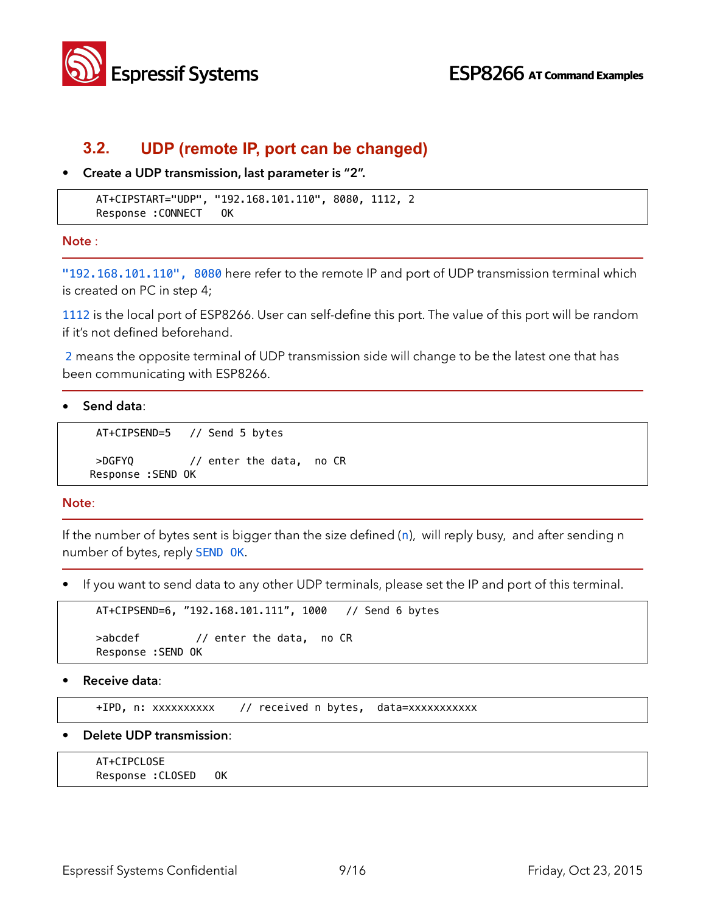## 3.2. UDP (remote IP, port can be changed)

- **Create a UDP transmission, last parameter is "2".**

```
AT+CIPSTART="UDP", "192.168.101.110", 8080, 1112, 2
Response :CONNECT   OK
```

**Note** :

`"192.168.101.110", 8080` here refer to the remote IP and port of UDP transmission terminal which is created on PC in step 4;

`1112` is the local port of ESP8266. User can self-define this port. The value of this port will be random if it's not defined beforehand.

`2` means the opposite terminal of UDP transmission side will change to be the latest one that has been communicating with ESP8266.

- **Send data**:

```
AT+CIPSEND=5   // Send 5 bytes

>DGFYQ        // enter the data,  no CR
Response :SEND OK
```

**Note**:

If the number of bytes sent is bigger than the size defined (`n`), will reply busy, and after sending n number of bytes, reply `SEND OK`.

- If you want to send data to any other UDP terminals, please set the IP and port of this terminal.

```
AT+CIPSEND=6, "192.168.101.111", 1000   // Send 6 bytes

>abcdef        // enter the data,  no CR
Response :SEND OK
```

- **Receive data**:

```
+IPD, n: xxxxxxxxxx    // received n bytes,  data=xxxxxxxxxxx
```

- **Delete UDP transmission**:

```
AT+CIPCLOSE
Response :CLOSED   OK
```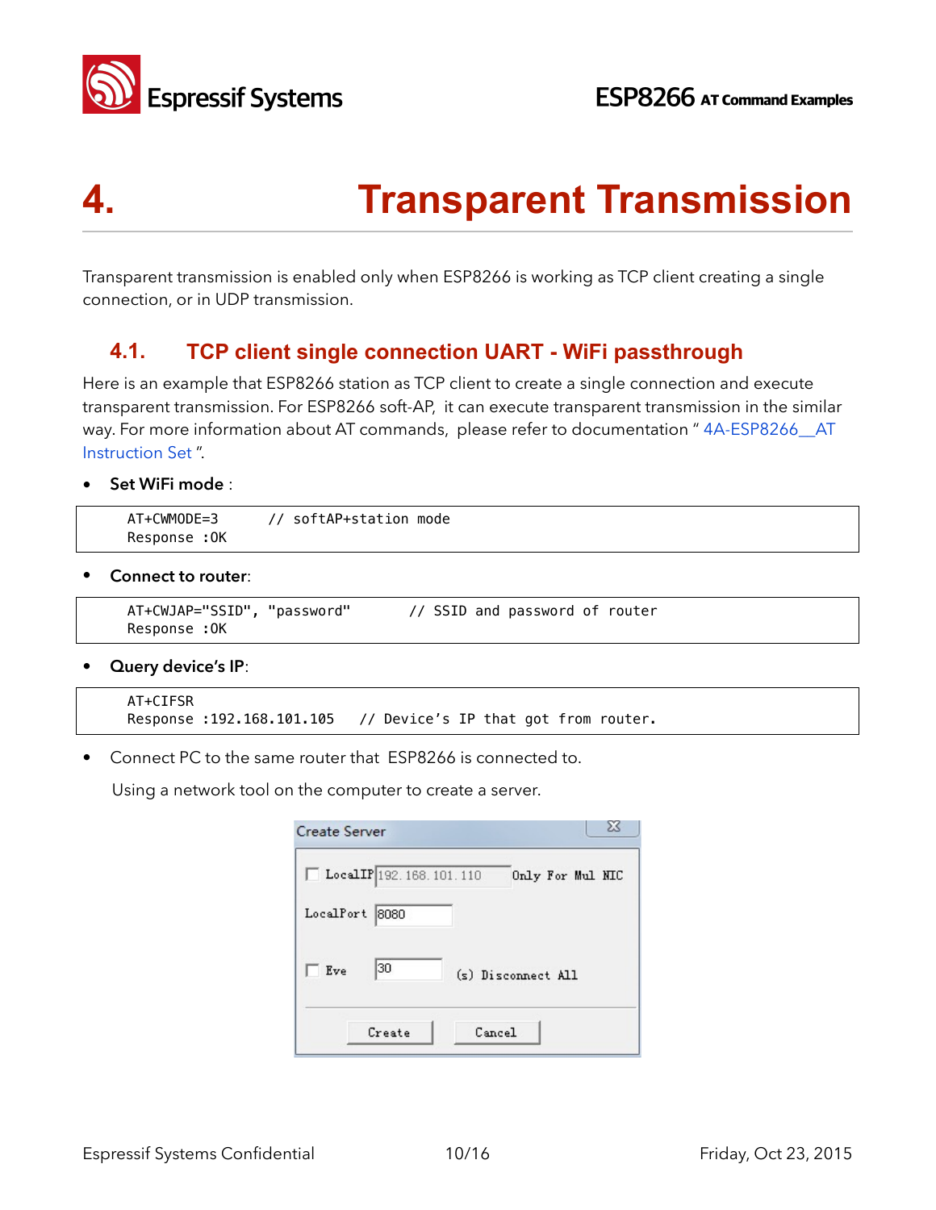// 4. Transparent Transmission

Transparent transmission is enabled only when ESP8266 is working as TCP client creating a single connection, or in UDP transmission.

## 4.1. TCP client single connection UART - WiFi passthrough

Here is an example that ESP8266 station as TCP client to create a single connection and execute transparent transmission. For ESP8266 soft-AP, it can execute transparent transmission in the similar way. For more information about AT commands, please refer to documentation " 4A-ESP8266__AT Instruction Set ".

- **Set WiFi mode** :

```
AT+CWMODE=3      // softAP+station mode
Response :OK
```

- **Connect to router**:

```
AT+CWJAP="SSID", "password"       // SSID and password of router
Response :OK
```

- **Query device's IP**:

```
AT+CIFSR
Response :192.168.101.105    // Device's IP that got from router.
```

- Connect PC to the same router that ESP8266 is connected to.

  Using a network tool on the computer to create a server.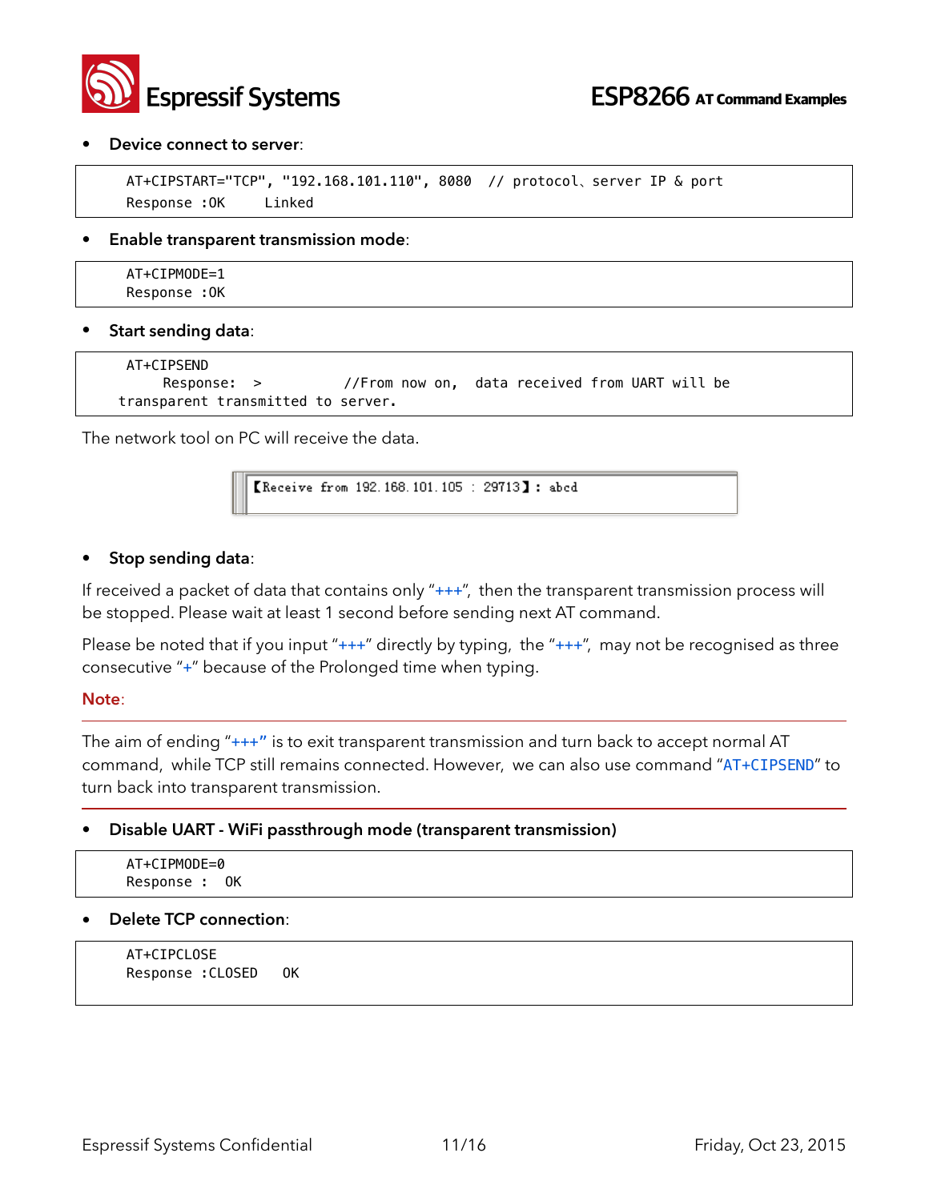- **Device connect to server**:

```
AT+CIPSTART="TCP", "192.168.101.110", 8080  // protocol、server IP & port
Response :OK     Linked
```

- **Enable transparent transmission mode**:

```
AT+CIPMODE=1
Response :OK
```

- **Start sending data**:

```
AT+CIPSEND
    Response:  >          //From now on,  data received from UART will be
transparent transmitted to server.
```

The network tool on PC will receive the data.

```
【Receive from 192.168.101.105 : 29713】: abcd
```

- **Stop sending data**:

If received a packet of data that contains only "+++", then the transparent transmission process will be stopped. Please wait at least 1 second before sending next AT command.

Please be noted that if you input "+++" directly by typing, the "+++", may not be recognised as three consecutive "+" because of the Prolonged time when typing.

**Note**:

The aim of ending "+++" is to exit transparent transmission and turn back to accept normal AT command, while TCP still remains connected. However, we can also use command "AT+CIPSEND" to turn back into transparent transmission.

- **Disable UART - WiFi passthrough mode (transparent transmission)**

```
AT+CIPMODE=0
Response :  OK
```

- **Delete TCP connection**:

```
AT+CIPCLOSE
Response :CLOSED   OK
```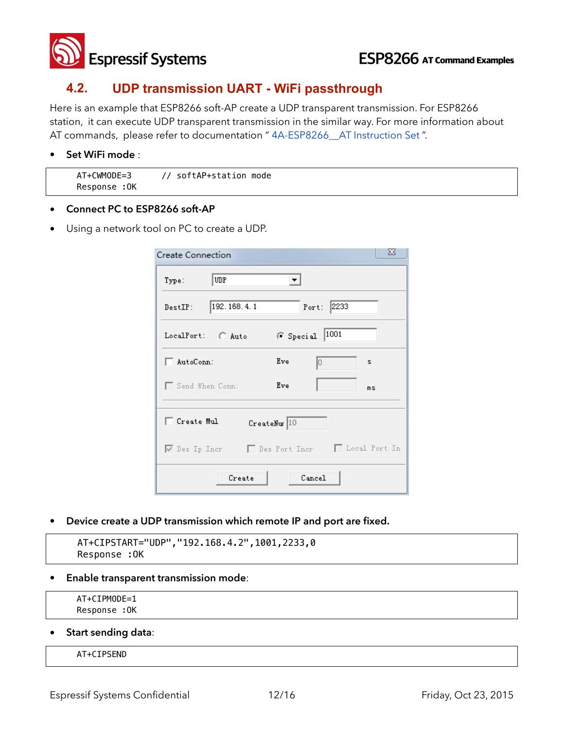## 4.2. UDP transmission UART - WiFi passthrough

Here is an example that ESP8266 soft-AP create a UDP transparent transmission. For ESP8266 station, it can execute UDP transparent transmission in the similar way. For more information about AT commands, please refer to documentation " 4A-ESP8266__AT Instruction Set ".

- **Set WiFi mode** :

```
AT+CWMODE=3      // softAP+station mode
Response :OK
```

- **Connect PC to ESP8266 soft-AP**
- Using a network tool on PC to create a UDP.

- **Device create a UDP transmission which remote IP and port are fixed.**

```
AT+CIPSTART="UDP","192.168.4.2",1001,2233,0
Response :OK
```

- **Enable transparent transmission mode**:

```
AT+CIPMODE=1
Response :OK
```

- **Start sending data**:

```
AT+CIPSEND
```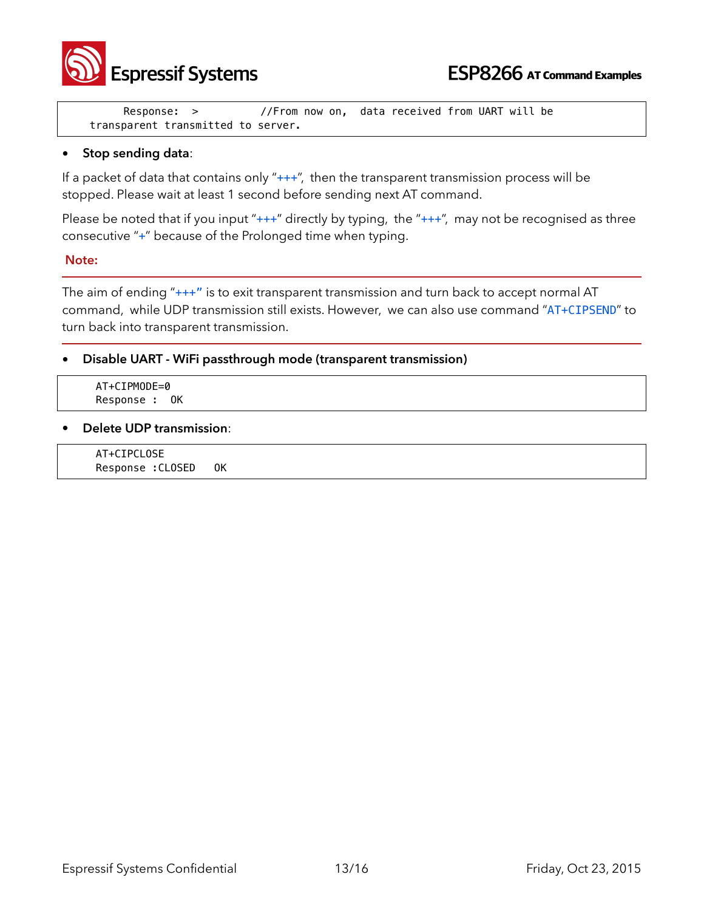```
    Response:  >          //From now on,  data received from UART will be
transparent transmitted to server.
```

- **Stop sending data**:

If a packet of data that contains only "+++", then the transparent transmission process will be stopped. Please wait at least 1 second before sending next AT command.

Please be noted that if you input "+++" directly by typing, the "+++", may not be recognised as three consecutive "+" because of the Prolonged time when typing.

**Note:**

The aim of ending "+++" is to exit transparent transmission and turn back to accept normal AT command, while UDP transmission still exists. However, we can also use command "AT+CIPSEND" to turn back into transparent transmission.

- **Disable UART - WiFi passthrough mode (transparent transmission)**

```
AT+CIPMODE=0
Response :  OK
```

- **Delete UDP transmission**:

```
AT+CIPCLOSE
Response :CLOSED   OK
```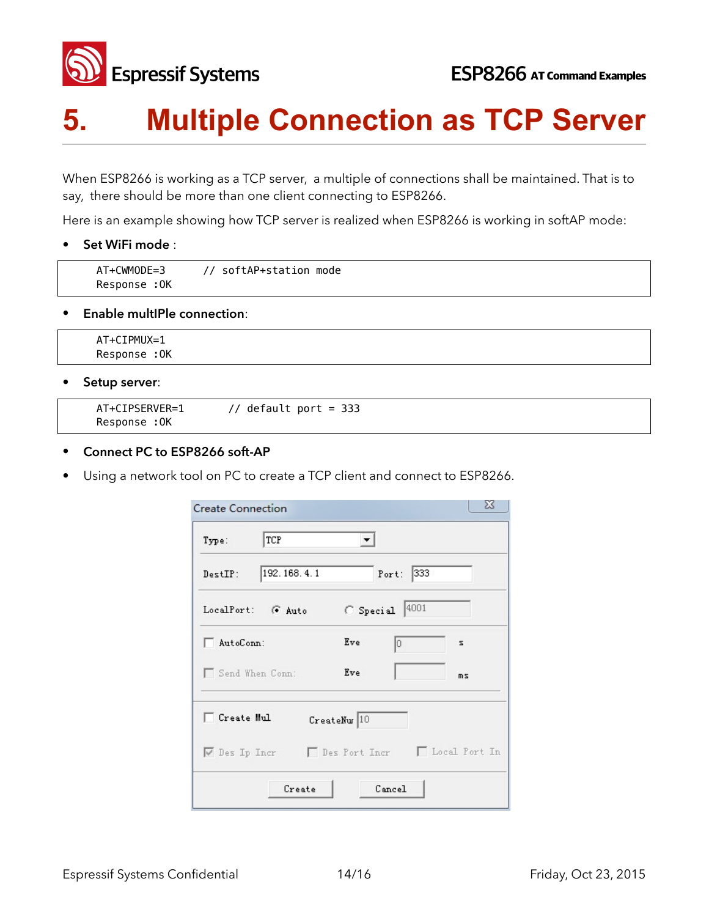# 5. Multiple Connection as TCP Server

When ESP8266 is working as a TCP server, a multiple of connections shall be maintained. That is to say, there should be more than one client connecting to ESP8266.

Here is an example showing how TCP server is realized when ESP8266 is working in softAP mode:

- **Set WiFi mode** :

```
AT+CWMODE=3        // softAP+station mode
Response :OK
```

- **Enable multIPle connection**:

```
AT+CIPMUX=1
Response :OK
```

- **Setup server**:

```
AT+CIPSERVER=1        // default port = 333
Response :OK
```

- **Connect PC to ESP8266 soft-AP**
- Using a network tool on PC to create a TCP client and connect to ESP8266.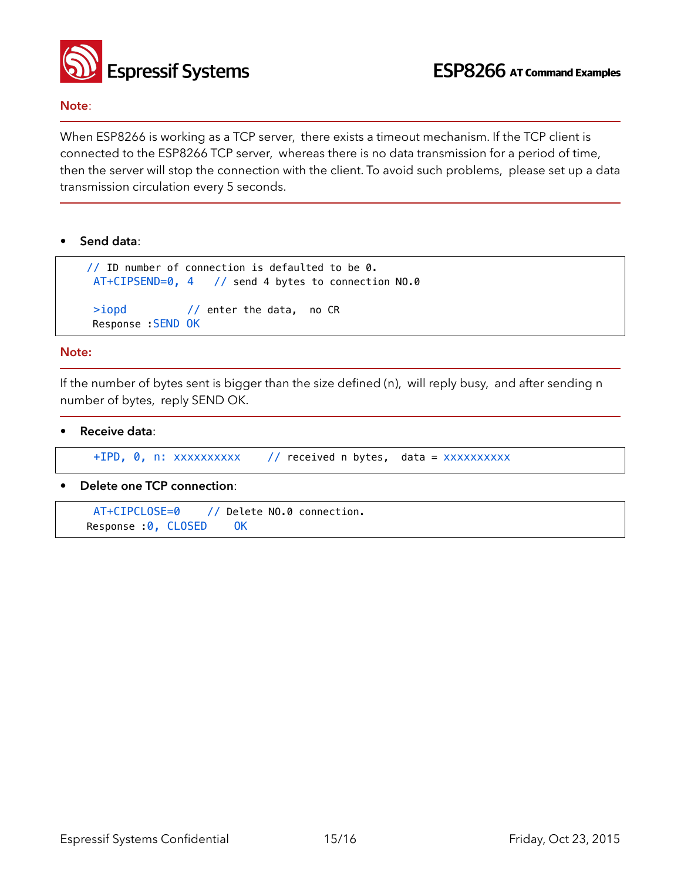**Note**:

When ESP8266 is working as a TCP server, there exists a timeout mechanism. If the TCP client is connected to the ESP8266 TCP server, whereas there is no data transmission for a period of time, then the server will stop the connection with the client. To avoid such problems, please set up a data transmission circulation every 5 seconds.

- **Send data**:

```
// ID number of connection is defaulted to be 0.
 AT+CIPSEND=0, 4    // send 4 bytes to connection NO.0

 >iopd          // enter the data,  no CR
 Response :SEND OK
```

**Note:**

If the number of bytes sent is bigger than the size defined (n), will reply busy, and after sending n number of bytes, reply SEND OK.

- **Receive data**:

```
+IPD, 0, n: xxxxxxxxxx     // received n bytes,  data = xxxxxxxxxx
```

- **Delete one TCP connection**:

```
 AT+CIPCLOSE=0     // Delete NO.0 connection.
Response :0, CLOSED     OK
```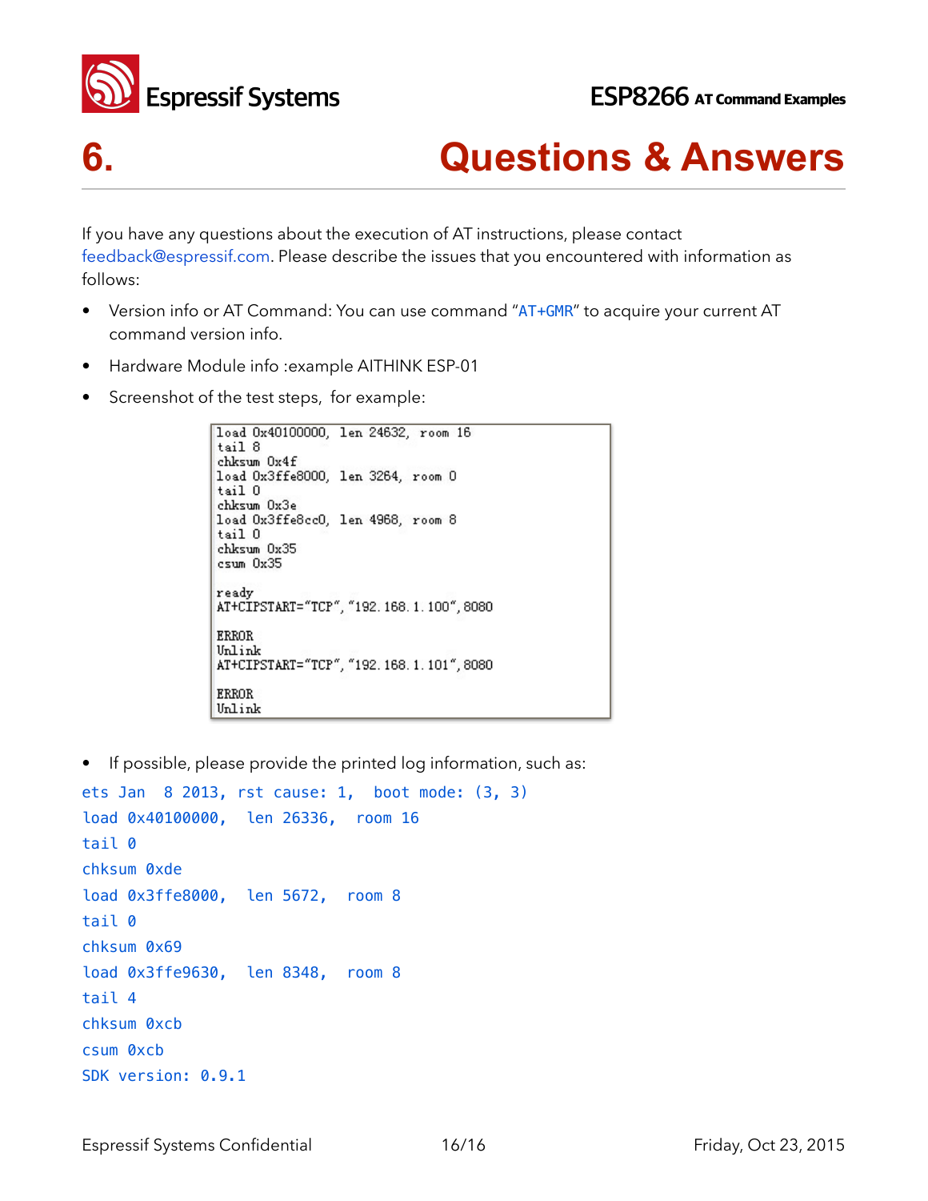# 6. Questions & Answers

If you have any questions about the execution of AT instructions, please contact feedback@espressif.com. Please describe the issues that you encountered with information as follows:

- Version info or AT Command: You can use command "AT+GMR" to acquire your current AT command version info.
- Hardware Module info :example AITHINK ESP-01
- Screenshot of the test steps, for example:

```
load 0x40100000, len 24632, room 16
tail 8
chksum 0x4f
load 0x3ffe8000, len 3264, room 0
tail 0
chksum 0x3e
load 0x3ffe8cc0, len 4968, room 8
tail 0
chksum 0x35
csum 0x35

ready
AT+CIPSTART="TCP","192.168.1.100",8080

ERROR
Unlink
AT+CIPSTART="TCP","192.168.1.101",8080

ERROR
Unlink
```

- If possible, please provide the printed log information, such as:

```
ets Jan  8 2013, rst cause: 1,  boot mode: (3, 3)
load 0x40100000,  len 26336,  room 16
tail 0
chksum 0xde
load 0x3ffe8000,  len 5672,  room 8
tail 0
chksum 0x69
load 0x3ffe9630,  len 8348,  room 8
tail 4
chksum 0xcb
csum 0xcb
SDK version: 0.9.1
```